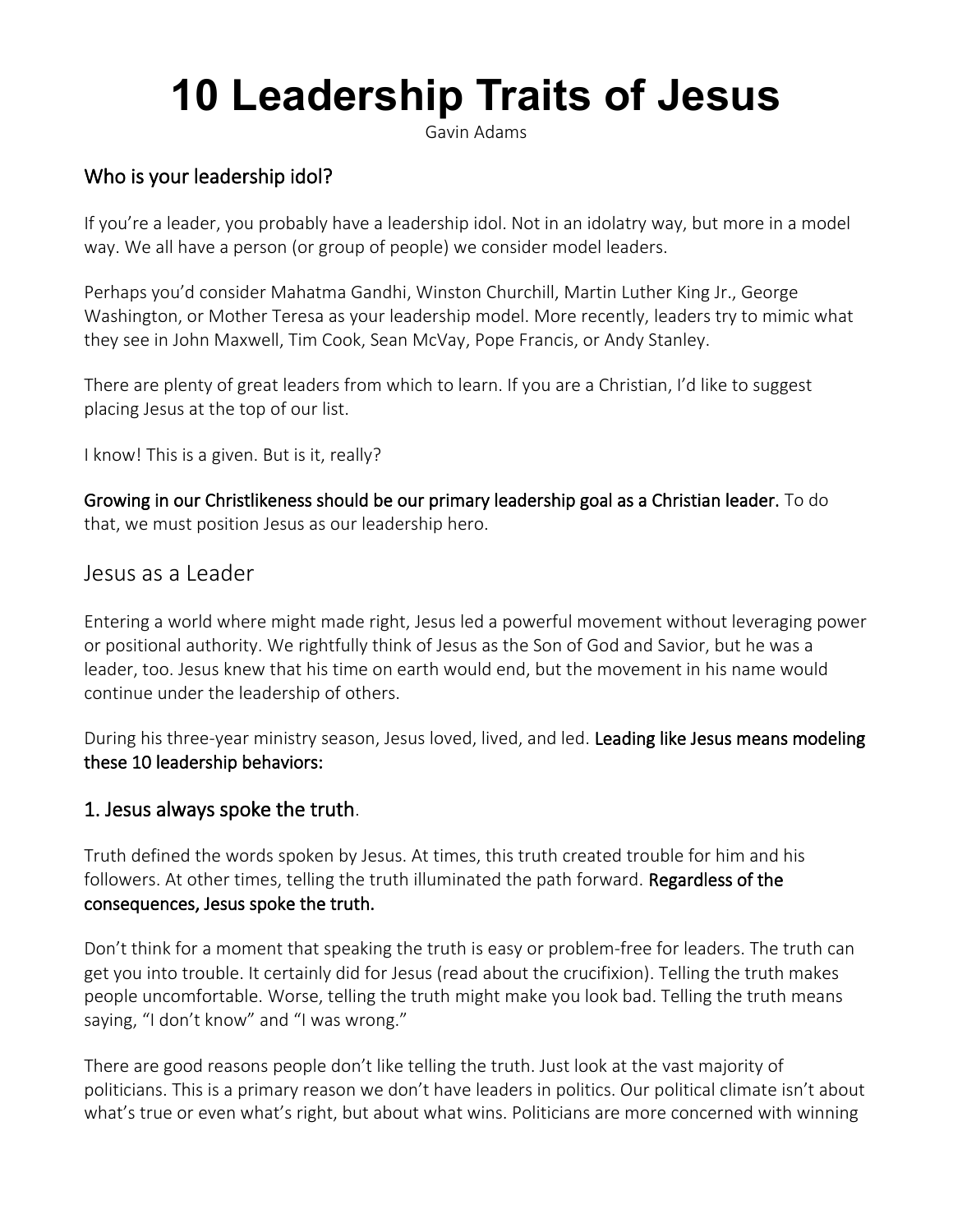# 10 Leadership Traits of Jesus

Gavin Adams

## Who is your leadership idol?

If you're a leader, you probably have a leadership idol. Not in an idolatry way, but more in a model way. We all have a person (or group of people) we consider model leaders.

Perhaps you'd consider Mahatma Gandhi, Winston Churchill, Martin Luther King Jr., George Washington, or Mother Teresa as your leadership model. More recently, leaders try to mimic what they see in John Maxwell, Tim Cook, Sean McVay, Pope Francis, or Andy Stanley.

There are plenty of great leaders from which to learn. If you are a Christian, I'd like to suggest placing Jesus at the top of our list.

I know! This is a given. But is it, really?

**Growing in our Christlikeness should be our primary leadership goal as a Christian leader.** To do that, we must position Jesus as our leadership hero.

## Jesus as a Leader

Entering a world where might made right, Jesus led a powerful movement without leveraging power or positional authority. We rightfully think of Jesus as the Son of God and Savior, but he was a leader, too. Jesus knew that his time on earth would end, but the movement in his name would continue under the leadership of others.

During his three-year ministry season, Jesus loved, lived, and led. **Leading like Jesus means modeling these 10 leadership behaviors:**

### 1. Jesus always spoke the truth.

Truth defined the words spoken by Jesus. At times, this truth created trouble for him and his followers. At other times, telling the truth illuminated the path forward. **Regardless of the consequences, Jesus spoke the truth.**

Don't think for a moment that speaking the truth is easy or problem-free for leaders. The truth can get you into trouble. It certainly did for Jesus (read about the crucifixion). Telling the truth makes people uncomfortable. Worse, telling the truth might make you look bad. Telling the truth means saying, "I don't know" and "I was wrong."

There are good reasons people don't like telling the truth. Just look at the vast majority of politicians. This is a primary reason we don't have leaders in politics. Our political climate isn't about what's true or even what's right, but about what wins. Politicians are more concerned with winning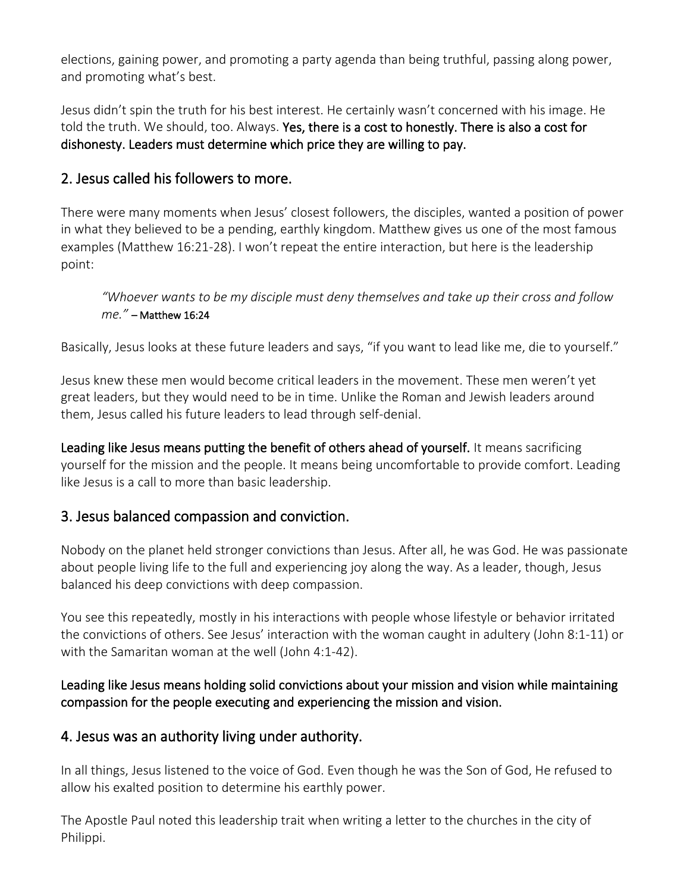elections, gaining power, and promoting a party agenda than being truthful, passing along power, and promoting what's best.

Jesus didn't spin the truth for his best interest. He certainly wasn't concerned with his image. He told the truth. We should, too. Always. **Yes, there is a cost to honestly. There is also a cost for dishonesty. Leaders must determine which price they are willing to pay.**

## 2. Jesus called his followers to more.

There were many moments when Jesus' closest followers, the disciples, wanted a position of power in what they believed to be a pending, earthly kingdom. Matthew gives us one of the most famous examples (Matthew 16:21-28). I won't repeat the entire interaction, but here is the leadership point:

> *"Whoever wants to be my disciple must deny themselves and take up their cross and follow me."* – Matthew 16:24

Basically, Jesus looks at these future leaders and says, "if you want to lead like me, die to yourself."

Jesus knew these men would become critical leaders in the movement. These men weren't yet great leaders, but they would need to be in time. Unlike the Roman and Jewish leaders around them, Jesus called his future leaders to lead through self-denial.

**Leading like Jesus means putting the benefit of others ahead of yourself.** It means sacrificing yourself for the mission and the people. It means being uncomfortable to provide comfort. Leading like Jesus is a call to more than basic leadership.

## 3. Jesus balanced compassion and conviction.

Nobody on the planet held stronger convictions than Jesus. After all, he was God. He was passionate about people living life to the full and experiencing joy along the way. As a leader, though, Jesus balanced his deep convictions with deep compassion.

You see this repeatedly, mostly in his interactions with people whose lifestyle or behavior irritated the convictions of others. See Jesus' interaction with the woman caught in adultery (John 8:1-11) or with the Samaritan woman at the well (John 4:1-42).

**Leading like Jesus means holding solid convictions about your mission and vision while maintaining compassion for the people executing and experiencing the mission and vision.**

## 4. Jesus was an authority living under authority.

In all things, Jesus listened to the voice of God. Even though he was the Son of God, He refused to allow his exalted position to determine his earthly power.

The Apostle Paul noted this leadership trait when writing a letter to the churches in the city of Philippi.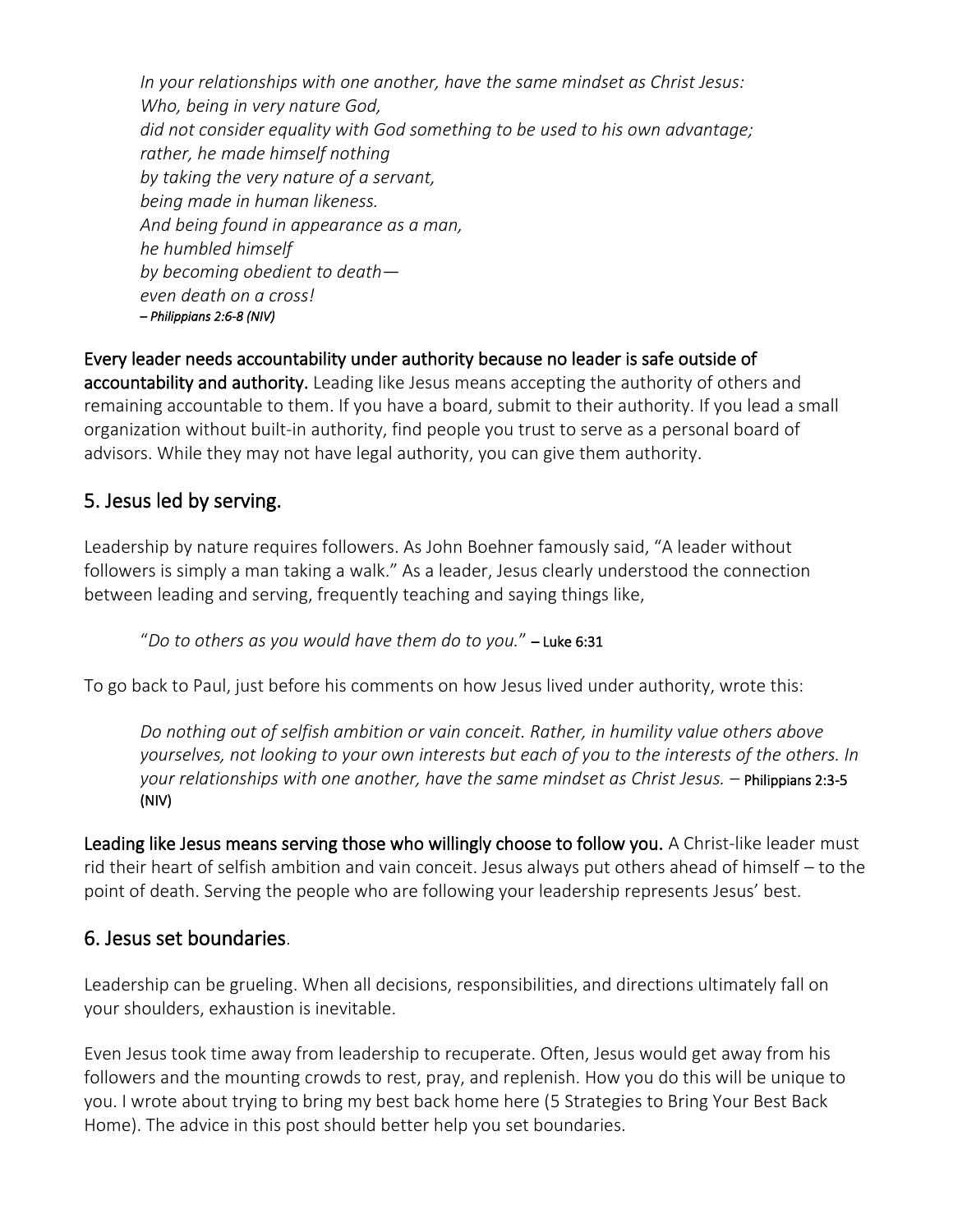*In your relationships with one another, have the same mindset as Christ Jesus:*
*Who, being in very nature God,*
*did not consider equality with God something to be used to his own advantage;*
*rather, he made himself nothing*
*by taking the very nature of a servant,*
*being made in human likeness.*
*And being found in appearance as a man,*
*he humbled himself*
*by becoming obedient to death—*
*even death on a cross!*
*– Philippians 2:6-8 (NIV)*

**Every leader needs accountability under authority because no leader is safe outside of accountability and authority.** Leading like Jesus means accepting the authority of others and remaining accountable to them. If you have a board, submit to their authority. If you lead a small organization without built-in authority, find people you trust to serve as a personal board of advisors. While they may not have legal authority, you can give them authority.

## 5. Jesus led by serving.

Leadership by nature requires followers. As John Boehner famously said, "A leader without followers is simply a man taking a walk." As a leader, Jesus clearly understood the connection between leading and serving, frequently teaching and saying things like,

> "*Do to others as you would have them do to you.*" – Luke 6:31

To go back to Paul, just before his comments on how Jesus lived under authority, wrote this:

> *Do nothing out of selfish ambition or vain conceit. Rather, in humility value others above yourselves, not looking to your own interests but each of you to the interests of the others. In your relationships with one another, have the same mindset as Christ Jesus.* – Philippians 2:3-5 (NIV)

**Leading like Jesus means serving those who willingly choose to follow you.** A Christ-like leader must rid their heart of selfish ambition and vain conceit. Jesus always put others ahead of himself – to the point of death. Serving the people who are following your leadership represents Jesus' best.

## 6. Jesus set boundaries.

Leadership can be grueling. When all decisions, responsibilities, and directions ultimately fall on your shoulders, exhaustion is inevitable.

Even Jesus took time away from leadership to recuperate. Often, Jesus would get away from his followers and the mounting crowds to rest, pray, and replenish. How you do this will be unique to you. I wrote about trying to bring my best back home here (5 Strategies to Bring Your Best Back Home). The advice in this post should better help you set boundaries.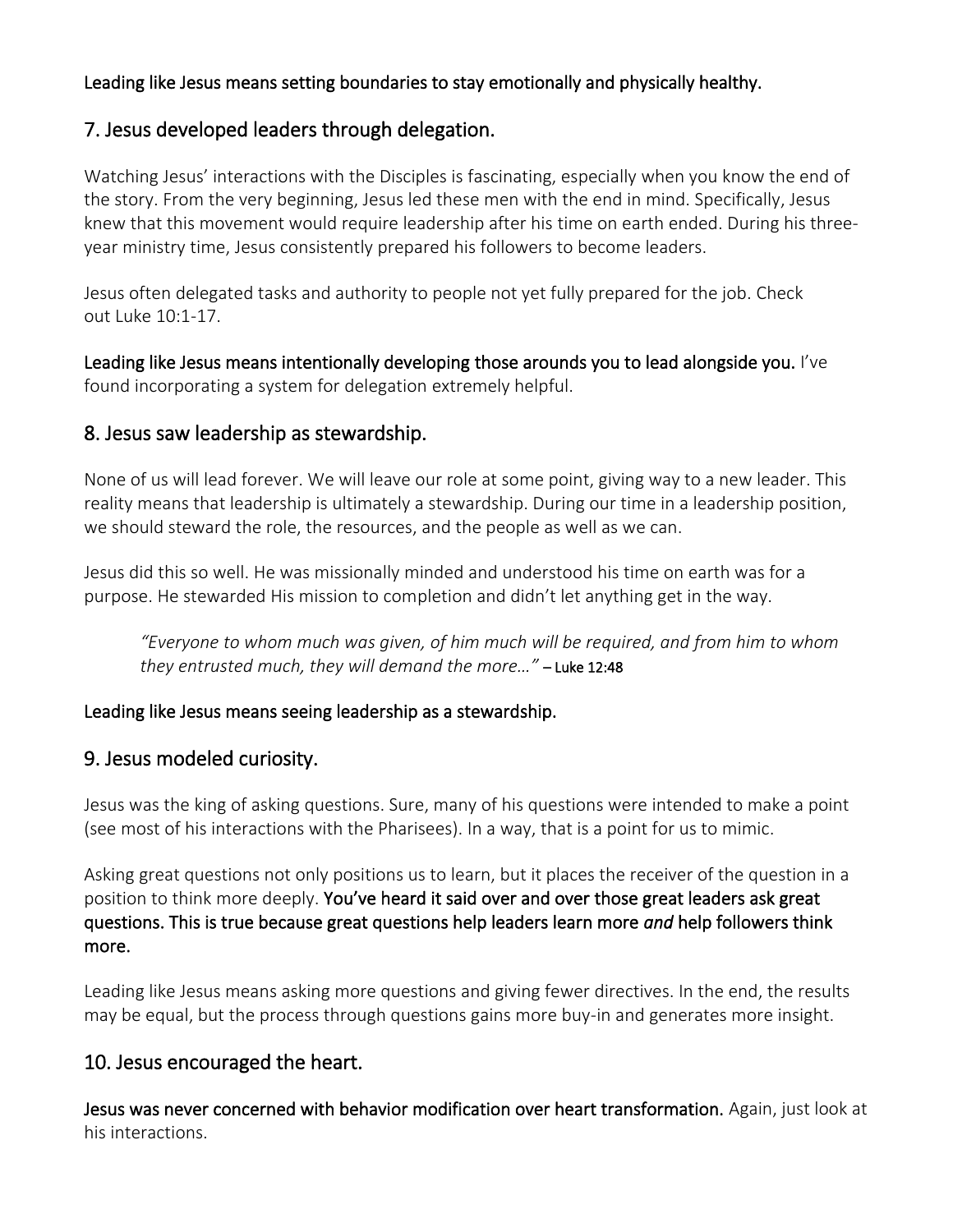**Leading like Jesus means setting boundaries to stay emotionally and physically healthy.**

## 7. Jesus developed leaders through delegation.

Watching Jesus' interactions with the Disciples is fascinating, especially when you know the end of the story. From the very beginning, Jesus led these men with the end in mind. Specifically, Jesus knew that this movement would require leadership after his time on earth ended. During his three-year ministry time, Jesus consistently prepared his followers to become leaders.

Jesus often delegated tasks and authority to people not yet fully prepared for the job. Check out Luke 10:1-17.

**Leading like Jesus means intentionally developing those arounds you to lead alongside you.** I've found incorporating a system for delegation extremely helpful.

## 8. Jesus saw leadership as stewardship.

None of us will lead forever. We will leave our role at some point, giving way to a new leader. This reality means that leadership is ultimately a stewardship. During our time in a leadership position, we should steward the role, the resources, and the people as well as we can.

Jesus did this so well. He was missionally minded and understood his time on earth was for a purpose. He stewarded His mission to completion and didn't let anything get in the way.

> *"Everyone to whom much was given, of him much will be required, and from him to whom they entrusted much, they will demand the more…"* – Luke 12:48

**Leading like Jesus means seeing leadership as a stewardship.**

## 9. Jesus modeled curiosity.

Jesus was the king of asking questions. Sure, many of his questions were intended to make a point (see most of his interactions with the Pharisees). In a way, that is a point for us to mimic.

Asking great questions not only positions us to learn, but it places the receiver of the question in a position to think more deeply. **You've heard it said over and over those great leaders ask great questions. This is true because great questions help leaders learn more *and* help followers think more.**

Leading like Jesus means asking more questions and giving fewer directives. In the end, the results may be equal, but the process through questions gains more buy-in and generates more insight.

## 10. Jesus encouraged the heart.

**Jesus was never concerned with behavior modification over heart transformation.** Again, just look at his interactions.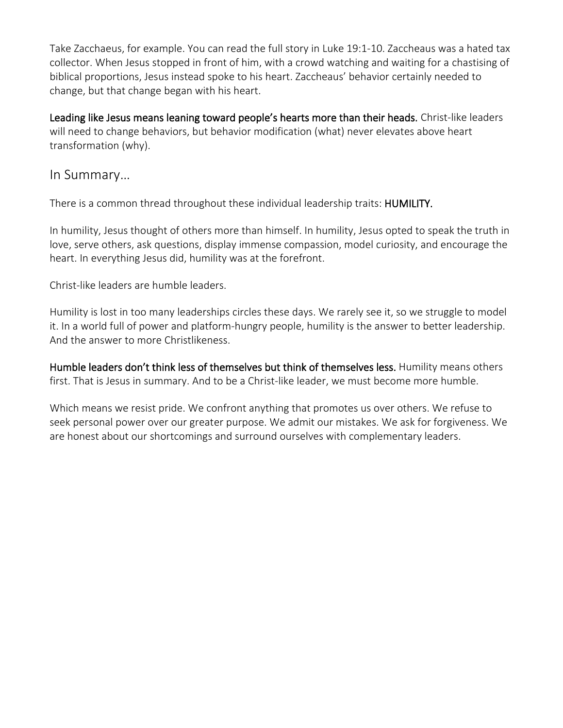Take Zacchaeus, for example. You can read the full story in Luke 19:1-10. Zaccheaus was a hated tax collector. When Jesus stopped in front of him, with a crowd watching and waiting for a chastising of biblical proportions, Jesus instead spoke to his heart. Zaccheaus' behavior certainly needed to change, but that change began with his heart.

**Leading like Jesus means leaning toward people's hearts more than their heads.** Christ-like leaders will need to change behaviors, but behavior modification (what) never elevates above heart transformation (why).

## In Summary…

There is a common thread throughout these individual leadership traits: **HUMILITY.**

In humility, Jesus thought of others more than himself. In humility, Jesus opted to speak the truth in love, serve others, ask questions, display immense compassion, model curiosity, and encourage the heart. In everything Jesus did, humility was at the forefront.

Christ-like leaders are humble leaders.

Humility is lost in too many leaderships circles these days. We rarely see it, so we struggle to model it. In a world full of power and platform-hungry people, humility is the answer to better leadership. And the answer to more Christlikeness.

**Humble leaders don't think less of themselves but think of themselves less.** Humility means others first. That is Jesus in summary. And to be a Christ-like leader, we must become more humble.

Which means we resist pride. We confront anything that promotes us over others. We refuse to seek personal power over our greater purpose. We admit our mistakes. We ask for forgiveness. We are honest about our shortcomings and surround ourselves with complementary leaders.